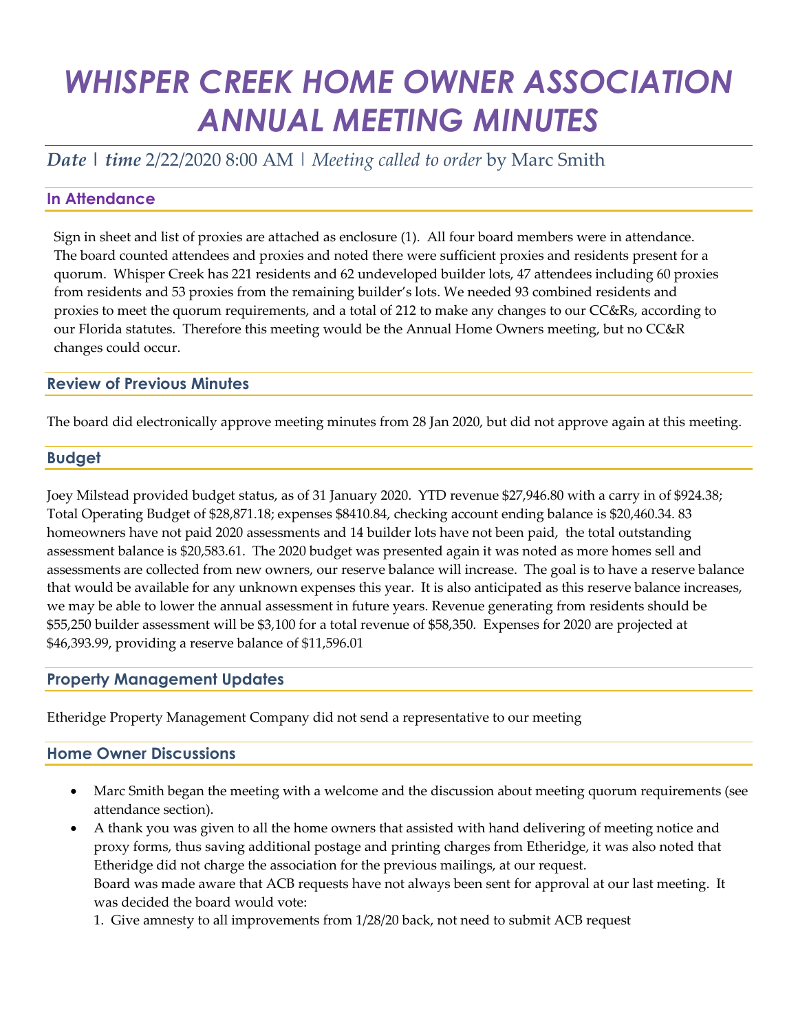# WHISPER CREEK HOME OWNER ASSOCIATION ANNUAL MEETING MINUTES

***Date*** | ***time*** 2/22/2020 8:00 AM | *Meeting called to order* by Marc Smith

## In Attendance

Sign in sheet and list of proxies are attached as enclosure (1). All four board members were in attendance. The board counted attendees and proxies and noted there were sufficient proxies and residents present for a quorum. Whisper Creek has 221 residents and 62 undeveloped builder lots, 47 attendees including 60 proxies from residents and 53 proxies from the remaining builder's lots. We needed 93 combined residents and proxies to meet the quorum requirements, and a total of 212 to make any changes to our CC&Rs, according to our Florida statutes. Therefore this meeting would be the Annual Home Owners meeting, but no CC&R changes could occur.

## Review of Previous Minutes

The board did electronically approve meeting minutes from 28 Jan 2020, but did not approve again at this meeting.

## Budget

Joey Milstead provided budget status, as of 31 January 2020. YTD revenue $27,946.80 with a carry in of $924.38; Total Operating Budget of $28,871.18; expenses $8410.84, checking account ending balance is $20,460.34. 83 homeowners have not paid 2020 assessments and 14 builder lots have not been paid, the total outstanding assessment balance is $20,583.61. The 2020 budget was presented again it was noted as more homes sell and assessments are collected from new owners, our reserve balance will increase. The goal is to have a reserve balance that would be available for any unknown expenses this year. It is also anticipated as this reserve balance increases, we may be able to lower the annual assessment in future years. Revenue generating from residents should be $55,250 builder assessment will be $3,100 for a total revenue of $58,350. Expenses for 2020 are projected at $46,393.99, providing a reserve balance of $11,596.01

## Property Management Updates

Etheridge Property Management Company did not send a representative to our meeting

## Home Owner Discussions

- Marc Smith began the meeting with a welcome and the discussion about meeting quorum requirements (see attendance section).
- A thank you was given to all the home owners that assisted with hand delivering of meeting notice and proxy forms, thus saving additional postage and printing charges from Etheridge, it was also noted that Etheridge did not charge the association for the previous mailings, at our request.
  Board was made aware that ACB requests have not always been sent for approval at our last meeting. It was decided the board would vote:
  1. Give amnesty to all improvements from 1/28/20 back, not need to submit ACB request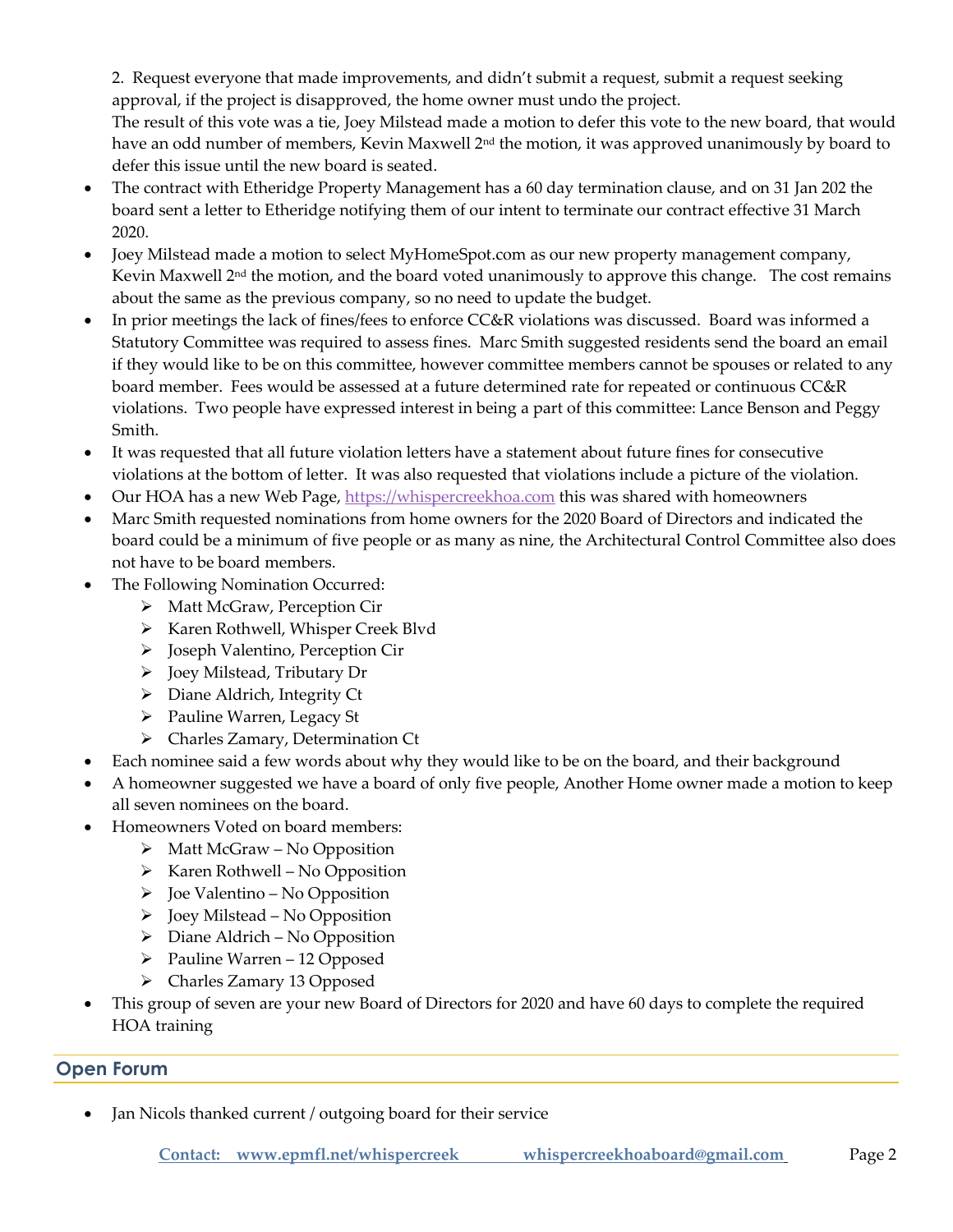2. Request everyone that made improvements, and didn't submit a request, submit a request seeking approval, if the project is disapproved, the home owner must undo the project.

The result of this vote was a tie, Joey Milstead made a motion to defer this vote to the new board, that would have an odd number of members, Kevin Maxwell 2nd the motion, it was approved unanimously by board to defer this issue until the new board is seated.

- The contract with Etheridge Property Management has a 60 day termination clause, and on 31 Jan 202 the board sent a letter to Etheridge notifying them of our intent to terminate our contract effective 31 March 2020.
- Joey Milstead made a motion to select MyHomeSpot.com as our new property management company, Kevin Maxwell 2nd the motion, and the board voted unanimously to approve this change. The cost remains about the same as the previous company, so no need to update the budget.
- In prior meetings the lack of fines/fees to enforce CC&R violations was discussed. Board was informed a Statutory Committee was required to assess fines. Marc Smith suggested residents send the board an email if they would like to be on this committee, however committee members cannot be spouses or related to any board member. Fees would be assessed at a future determined rate for repeated or continuous CC&R violations. Two people have expressed interest in being a part of this committee: Lance Benson and Peggy Smith.
- It was requested that all future violation letters have a statement about future fines for consecutive violations at the bottom of letter. It was also requested that violations include a picture of the violation.
- Our HOA has a new Web Page, https://whispercreekhoa.com this was shared with homeowners
- Marc Smith requested nominations from home owners for the 2020 Board of Directors and indicated the board could be a minimum of five people or as many as nine, the Architectural Control Committee also does not have to be board members.
- The Following Nomination Occurred:
  - Matt McGraw, Perception Cir
  - Karen Rothwell, Whisper Creek Blvd
  - Joseph Valentino, Perception Cir
  - Joey Milstead, Tributary Dr
  - Diane Aldrich, Integrity Ct
  - Pauline Warren, Legacy St
  - Charles Zamary, Determination Ct
- Each nominee said a few words about why they would like to be on the board, and their background
- A homeowner suggested we have a board of only five people, Another Home owner made a motion to keep all seven nominees on the board.
- Homeowners Voted on board members:
  - Matt McGraw – No Opposition
  - Karen Rothwell – No Opposition
  - Joe Valentino – No Opposition
  - Joey Milstead – No Opposition
  - Diane Aldrich – No Opposition
  - Pauline Warren – 12 Opposed
  - Charles Zamary 13 Opposed
- This group of seven are your new Board of Directors for 2020 and have 60 days to complete the required HOA training

## Open Forum

- Jan Nicols thanked current / outgoing board for their service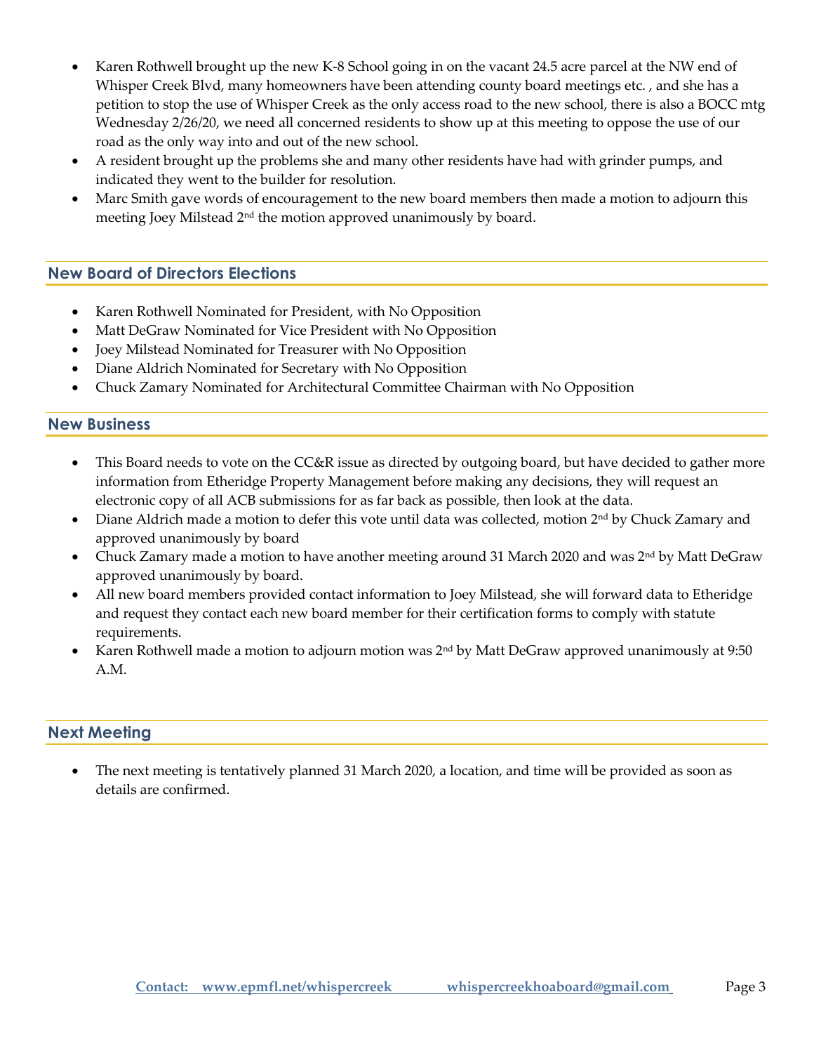- Karen Rothwell brought up the new K-8 School going in on the vacant 24.5 acre parcel at the NW end of Whisper Creek Blvd, many homeowners have been attending county board meetings etc. , and she has a petition to stop the use of Whisper Creek as the only access road to the new school, there is also a BOCC mtg Wednesday 2/26/20, we need all concerned residents to show up at this meeting to oppose the use of our road as the only way into and out of the new school.
- A resident brought up the problems she and many other residents have had with grinder pumps, and indicated they went to the builder for resolution.
- Marc Smith gave words of encouragement to the new board members then made a motion to adjourn this meeting Joey Milstead 2nd the motion approved unanimously by board.

## New Board of Directors Elections

- Karen Rothwell Nominated for President, with No Opposition
- Matt DeGraw Nominated for Vice President with No Opposition
- Joey Milstead Nominated for Treasurer with No Opposition
- Diane Aldrich Nominated for Secretary with No Opposition
- Chuck Zamary Nominated for Architectural Committee Chairman with No Opposition

## New Business

- This Board needs to vote on the CC&R issue as directed by outgoing board, but have decided to gather more information from Etheridge Property Management before making any decisions, they will request an electronic copy of all ACB submissions for as far back as possible, then look at the data.
- Diane Aldrich made a motion to defer this vote until data was collected, motion 2nd by Chuck Zamary and approved unanimously by board
- Chuck Zamary made a motion to have another meeting around 31 March 2020 and was 2nd by Matt DeGraw approved unanimously by board.
- All new board members provided contact information to Joey Milstead, she will forward data to Etheridge and request they contact each new board member for their certification forms to comply with statute requirements.
- Karen Rothwell made a motion to adjourn motion was 2nd by Matt DeGraw approved unanimously at 9:50 A.M.

## Next Meeting

- The next meeting is tentatively planned 31 March 2020, a location, and time will be provided as soon as details are confirmed.

**Contact: www.epmfl.net/whispercreek whispercreekhoaboard@gmail.com**